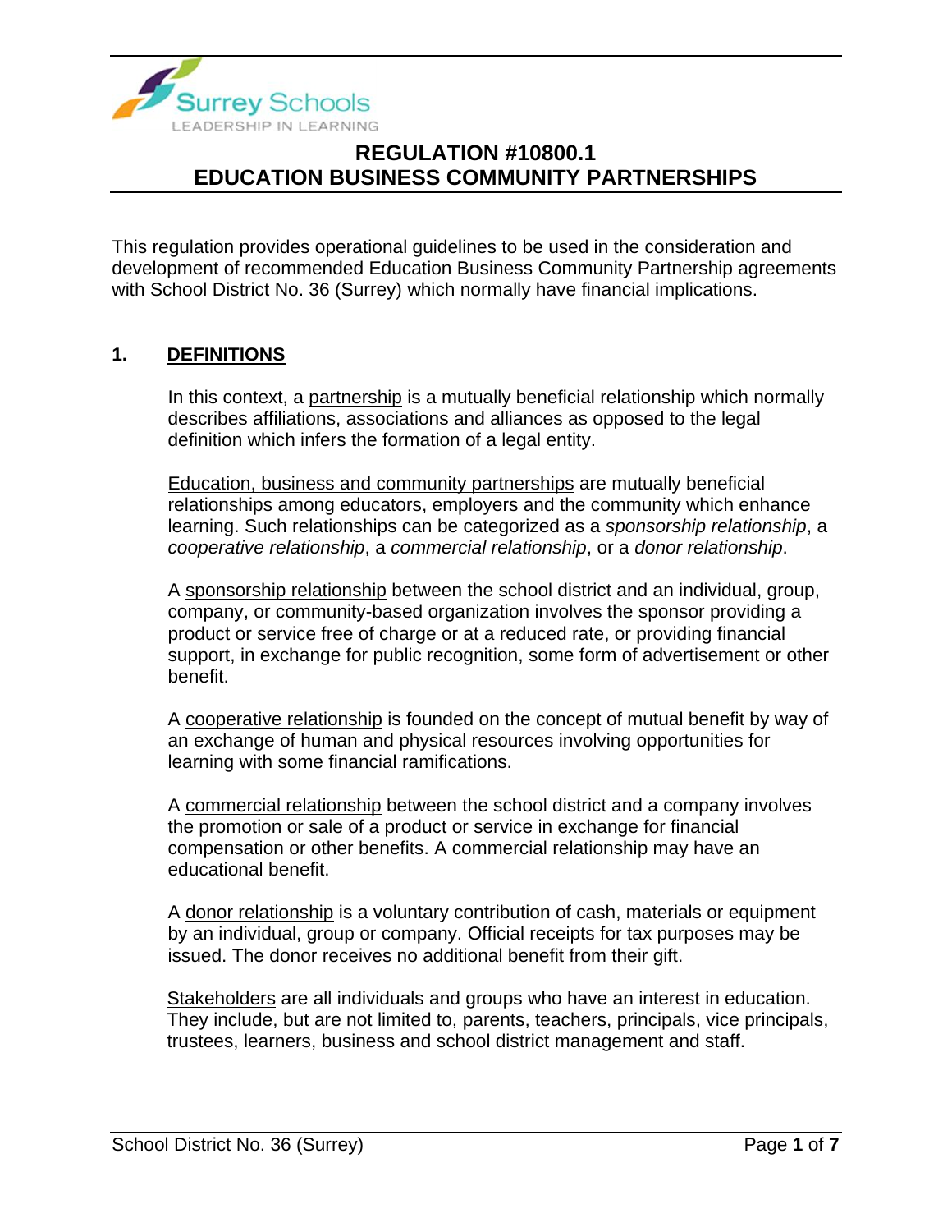# REGULATION #10800.1
# EDUCATION BUSINESS COMMUNITY PARTNERSHIPS

This regulation provides operational guidelines to be used in the consideration and development of recommended Education Business Community Partnership agreements with School District No. 36 (Surrey) which normally have financial implications.

## 1. DEFINITIONS

In this context, a partnership is a mutually beneficial relationship which normally describes affiliations, associations and alliances as opposed to the legal definition which infers the formation of a legal entity.

Education, business and community partnerships are mutually beneficial relationships among educators, employers and the community which enhance learning. Such relationships can be categorized as a *sponsorship relationship*, a *cooperative relationship*, a *commercial relationship*, or a *donor relationship*.

A sponsorship relationship between the school district and an individual, group, company, or community-based organization involves the sponsor providing a product or service free of charge or at a reduced rate, or providing financial support, in exchange for public recognition, some form of advertisement or other benefit.

A cooperative relationship is founded on the concept of mutual benefit by way of an exchange of human and physical resources involving opportunities for learning with some financial ramifications.

A commercial relationship between the school district and a company involves the promotion or sale of a product or service in exchange for financial compensation or other benefits. A commercial relationship may have an educational benefit.

A donor relationship is a voluntary contribution of cash, materials or equipment by an individual, group or company. Official receipts for tax purposes may be issued. The donor receives no additional benefit from their gift.

Stakeholders are all individuals and groups who have an interest in education. They include, but are not limited to, parents, teachers, principals, vice principals, trustees, learners, business and school district management and staff.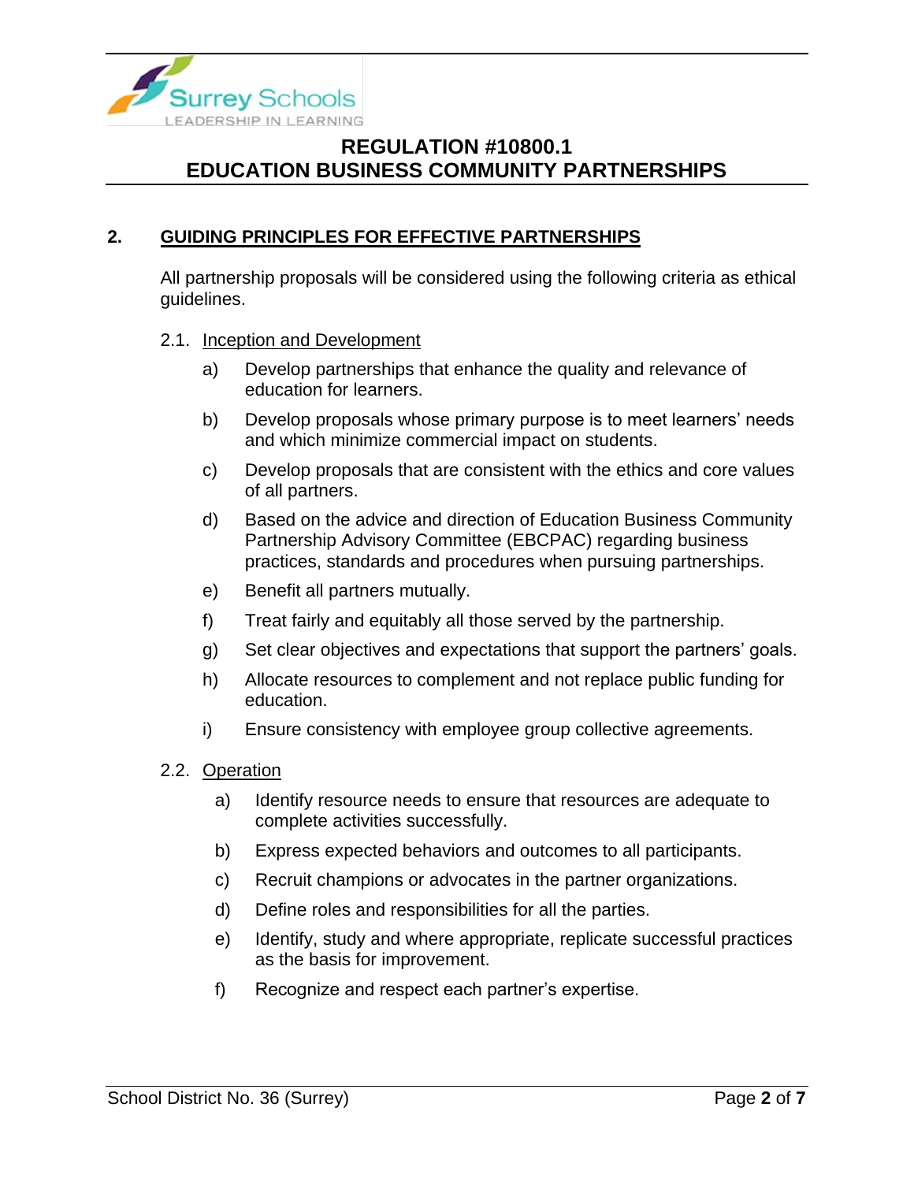## 2. GUIDING PRINCIPLES FOR EFFECTIVE PARTNERSHIPS

All partnership proposals will be considered using the following criteria as ethical guidelines.

### 2.1. Inception and Development

a) Develop partnerships that enhance the quality and relevance of education for learners.

b) Develop proposals whose primary purpose is to meet learners' needs and which minimize commercial impact on students.

c) Develop proposals that are consistent with the ethics and core values of all partners.

d) Based on the advice and direction of Education Business Community Partnership Advisory Committee (EBCPAC) regarding business practices, standards and procedures when pursuing partnerships.

e) Benefit all partners mutually.

f) Treat fairly and equitably all those served by the partnership.

g) Set clear objectives and expectations that support the partners' goals.

h) Allocate resources to complement and not replace public funding for education.

i) Ensure consistency with employee group collective agreements.

### 2.2. Operation

a) Identify resource needs to ensure that resources are adequate to complete activities successfully.

b) Express expected behaviors and outcomes to all participants.

c) Recruit champions or advocates in the partner organizations.

d) Define roles and responsibilities for all the parties.

e) Identify, study and where appropriate, replicate successful practices as the basis for improvement.

f) Recognize and respect each partner's expertise.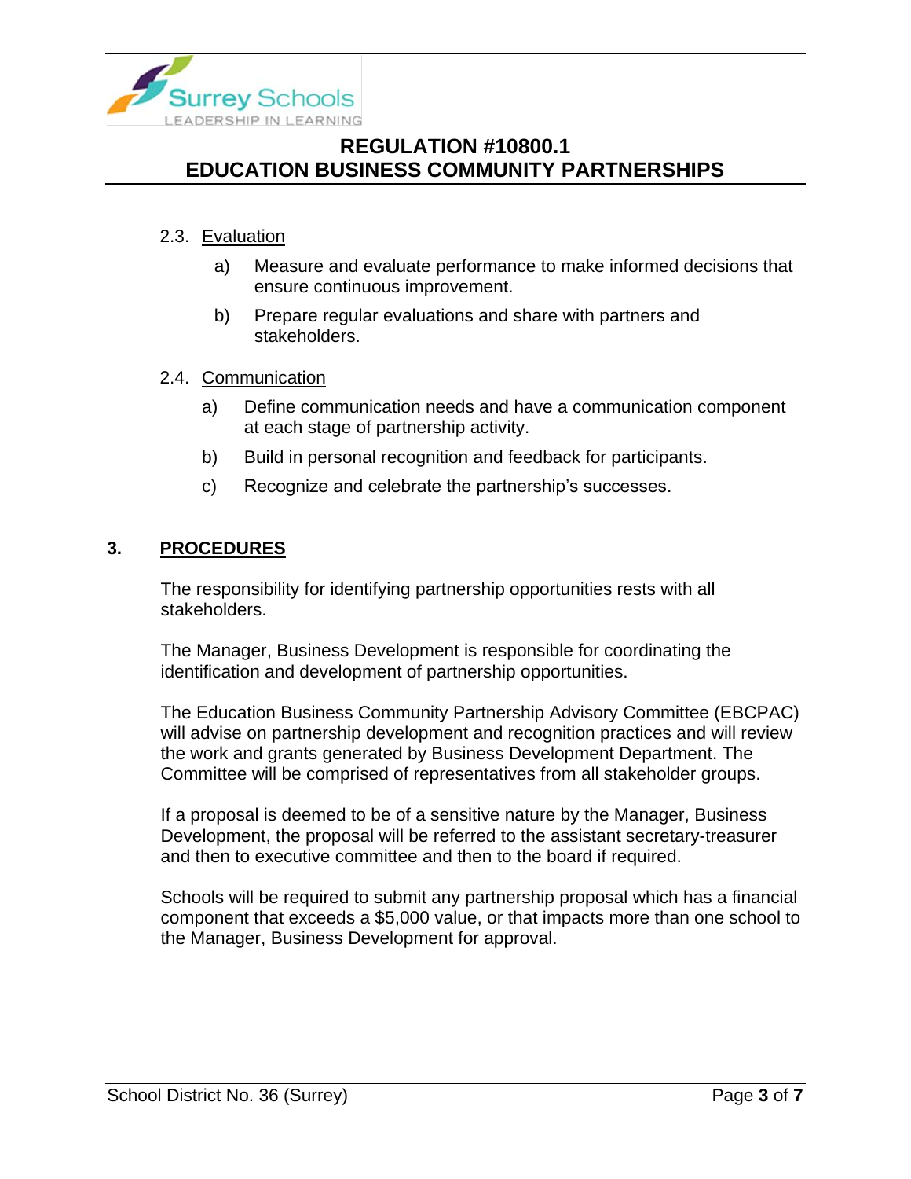2.3. Evaluation

a) Measure and evaluate performance to make informed decisions that ensure continuous improvement.

b) Prepare regular evaluations and share with partners and stakeholders.

2.4. Communication

a) Define communication needs and have a communication component at each stage of partnership activity.

b) Build in personal recognition and feedback for participants.

c) Recognize and celebrate the partnership's successes.

## 3. PROCEDURES

The responsibility for identifying partnership opportunities rests with all stakeholders.

The Manager, Business Development is responsible for coordinating the identification and development of partnership opportunities.

The Education Business Community Partnership Advisory Committee (EBCPAC) will advise on partnership development and recognition practices and will review the work and grants generated by Business Development Department. The Committee will be comprised of representatives from all stakeholder groups.

If a proposal is deemed to be of a sensitive nature by the Manager, Business Development, the proposal will be referred to the assistant secretary-treasurer and then to executive committee and then to the board if required.

Schools will be required to submit any partnership proposal which has a financial component that exceeds a $5,000 value, or that impacts more than one school to the Manager, Business Development for approval.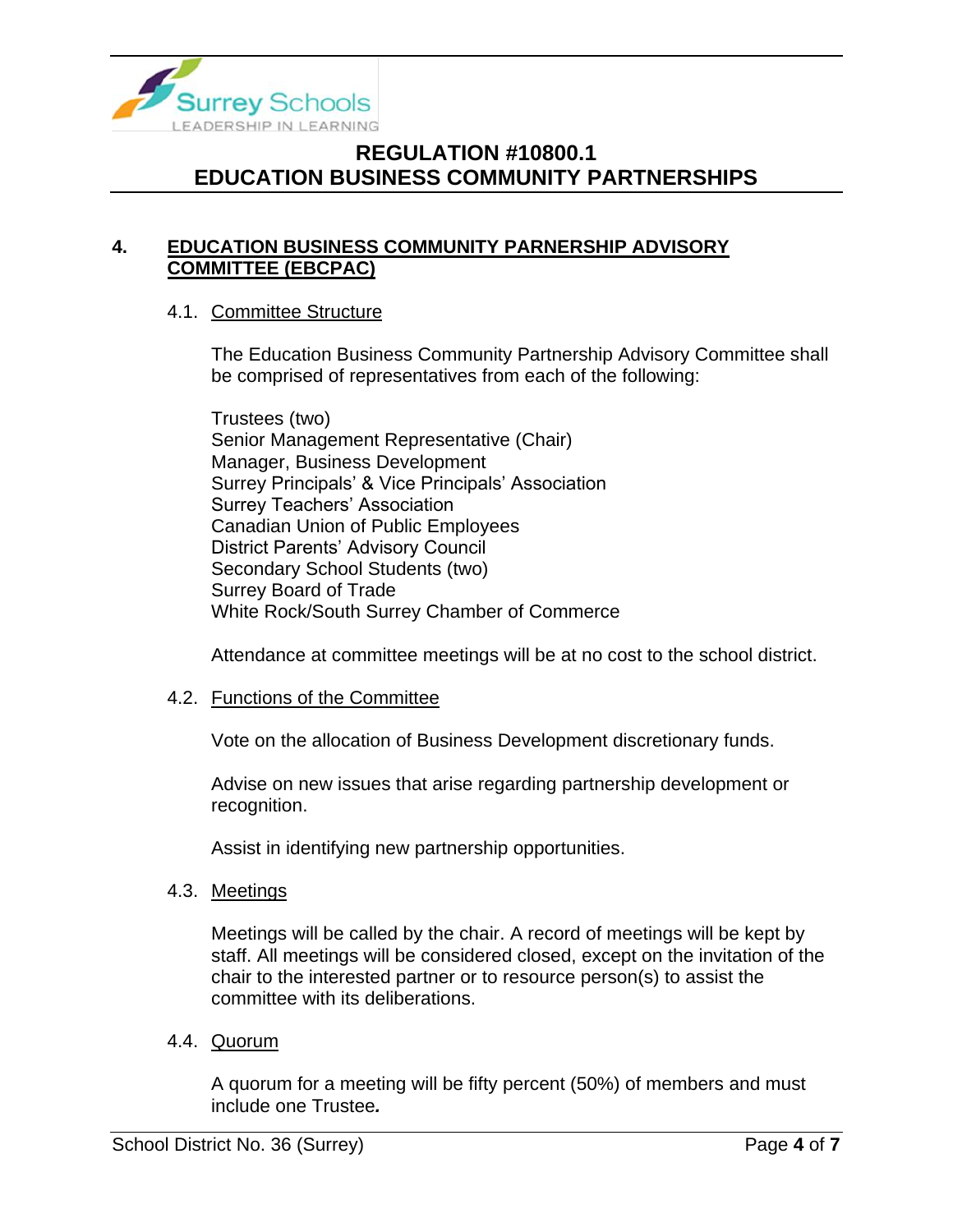## 4. EDUCATION BUSINESS COMMUNITY PARNERSHIP ADVISORY COMMITTEE (EBCPAC)

### 4.1. Committee Structure

The Education Business Community Partnership Advisory Committee shall be comprised of representatives from each of the following:

Trustees (two)
Senior Management Representative (Chair)
Manager, Business Development
Surrey Principals' & Vice Principals' Association
Surrey Teachers' Association
Canadian Union of Public Employees
District Parents' Advisory Council
Secondary School Students (two)
Surrey Board of Trade
White Rock/South Surrey Chamber of Commerce

Attendance at committee meetings will be at no cost to the school district.

### 4.2. Functions of the Committee

Vote on the allocation of Business Development discretionary funds.

Advise on new issues that arise regarding partnership development or recognition.

Assist in identifying new partnership opportunities.

### 4.3. Meetings

Meetings will be called by the chair. A record of meetings will be kept by staff. All meetings will be considered closed, except on the invitation of the chair to the interested partner or to resource person(s) to assist the committee with its deliberations.

### 4.4. Quorum

A quorum for a meeting will be fifty percent (50%) of members and must include one Trustee***.***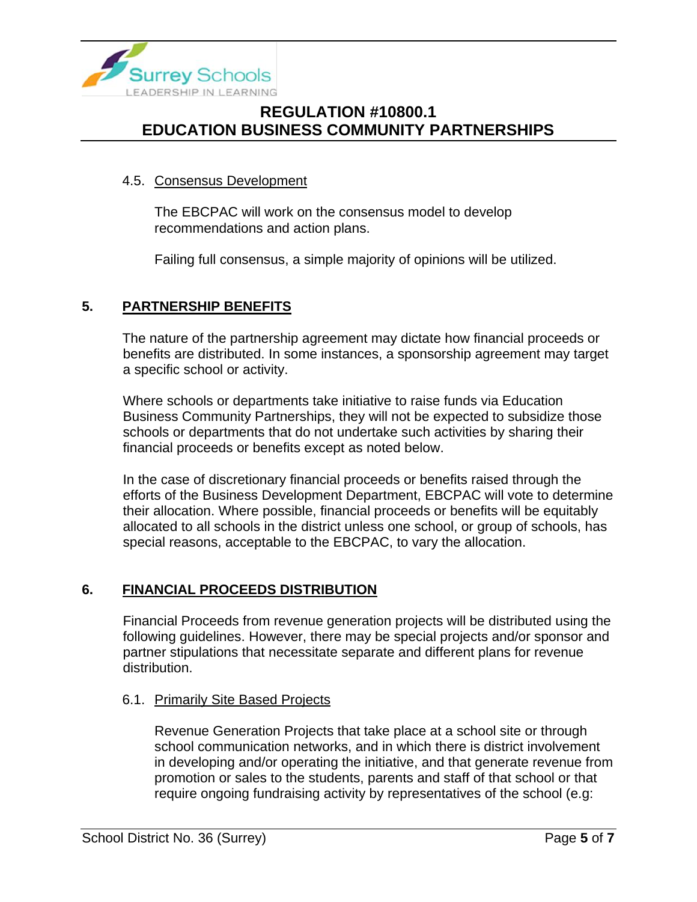### 4.5. Consensus Development

The EBCPAC will work on the consensus model to develop recommendations and action plans.

Failing full consensus, a simple majority of opinions will be utilized.

## 5. PARTNERSHIP BENEFITS

The nature of the partnership agreement may dictate how financial proceeds or benefits are distributed. In some instances, a sponsorship agreement may target a specific school or activity.

Where schools or departments take initiative to raise funds via Education Business Community Partnerships, they will not be expected to subsidize those schools or departments that do not undertake such activities by sharing their financial proceeds or benefits except as noted below.

In the case of discretionary financial proceeds or benefits raised through the efforts of the Business Development Department, EBCPAC will vote to determine their allocation. Where possible, financial proceeds or benefits will be equitably allocated to all schools in the district unless one school, or group of schools, has special reasons, acceptable to the EBCPAC, to vary the allocation.

## 6. FINANCIAL PROCEEDS DISTRIBUTION

Financial Proceeds from revenue generation projects will be distributed using the following guidelines. However, there may be special projects and/or sponsor and partner stipulations that necessitate separate and different plans for revenue distribution.

### 6.1. Primarily Site Based Projects

Revenue Generation Projects that take place at a school site or through school communication networks, and in which there is district involvement in developing and/or operating the initiative, and that generate revenue from promotion or sales to the students, parents and staff of that school or that require ongoing fundraising activity by representatives of the school (e.g: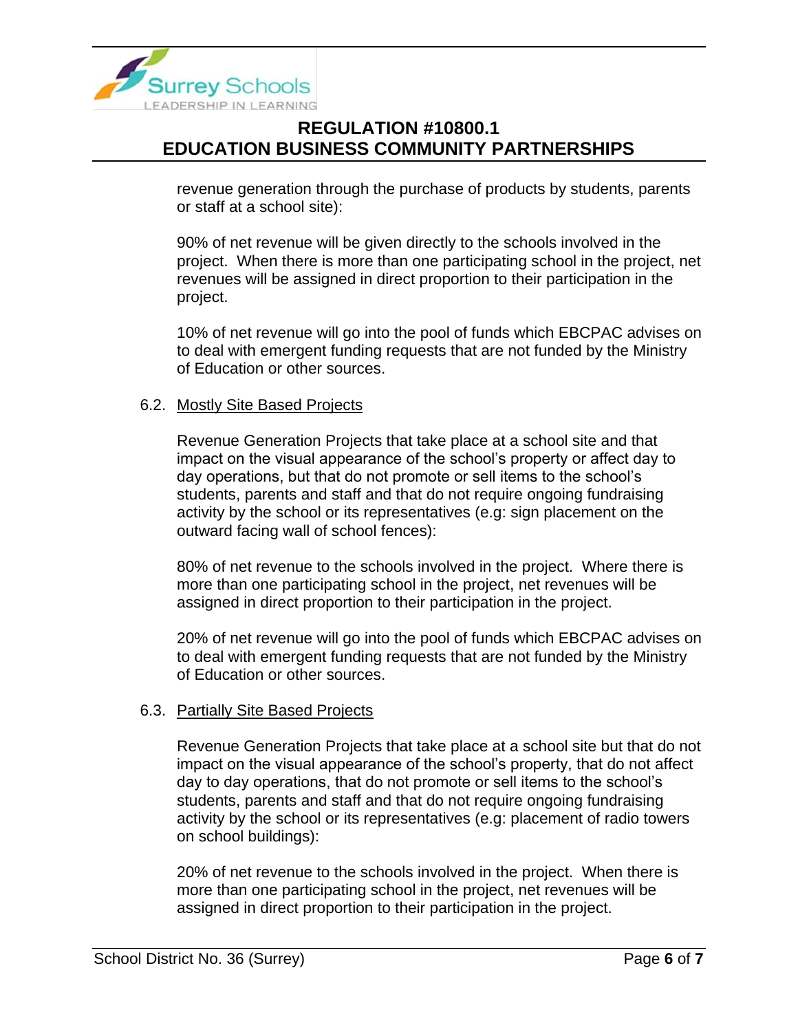revenue generation through the purchase of products by students, parents or staff at a school site):

90% of net revenue will be given directly to the schools involved in the project. When there is more than one participating school in the project, net revenues will be assigned in direct proportion to their participation in the project.

10% of net revenue will go into the pool of funds which EBCPAC advises on to deal with emergent funding requests that are not funded by the Ministry of Education or other sources.

6.2. Mostly Site Based Projects

Revenue Generation Projects that take place at a school site and that impact on the visual appearance of the school's property or affect day to day operations, but that do not promote or sell items to the school's students, parents and staff and that do not require ongoing fundraising activity by the school or its representatives (e.g: sign placement on the outward facing wall of school fences):

80% of net revenue to the schools involved in the project. Where there is more than one participating school in the project, net revenues will be assigned in direct proportion to their participation in the project.

20% of net revenue will go into the pool of funds which EBCPAC advises on to deal with emergent funding requests that are not funded by the Ministry of Education or other sources.

6.3. Partially Site Based Projects

Revenue Generation Projects that take place at a school site but that do not impact on the visual appearance of the school's property, that do not affect day to day operations, that do not promote or sell items to the school's students, parents and staff and that do not require ongoing fundraising activity by the school or its representatives (e.g: placement of radio towers on school buildings):

20% of net revenue to the schools involved in the project. When there is more than one participating school in the project, net revenues will be assigned in direct proportion to their participation in the project.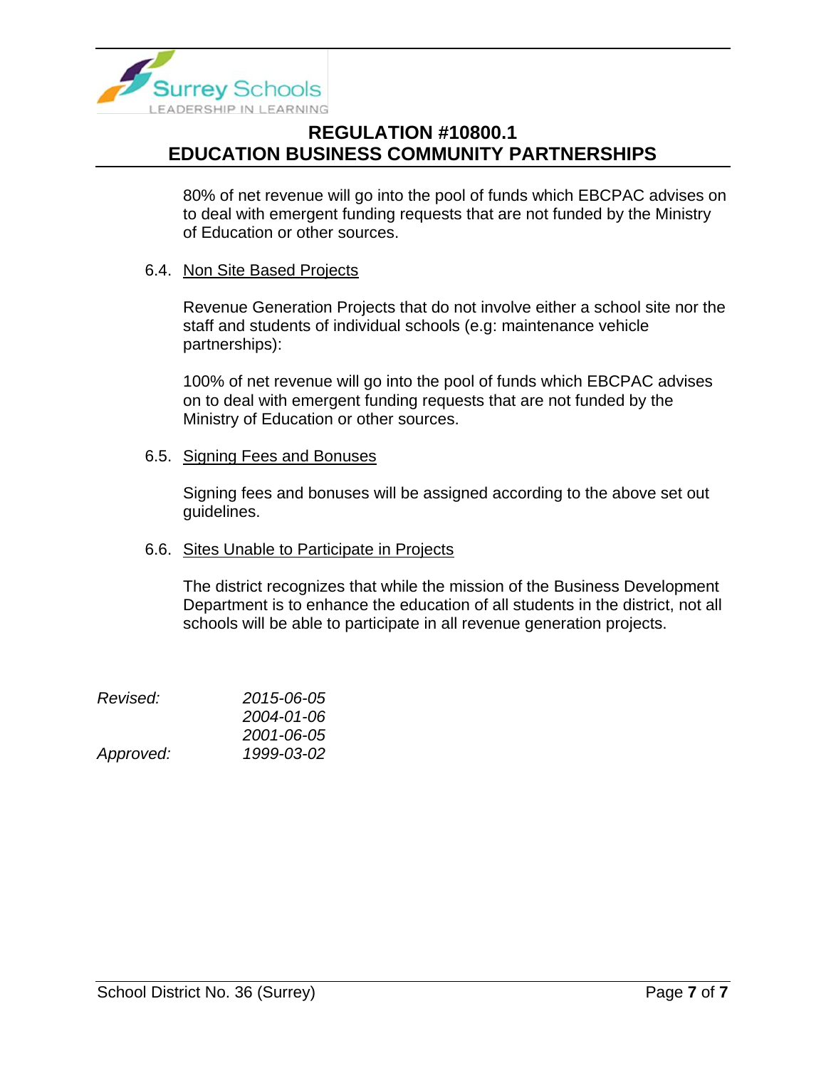80% of net revenue will go into the pool of funds which EBCPAC advises on to deal with emergent funding requests that are not funded by the Ministry of Education or other sources.

### 6.4. Non Site Based Projects

Revenue Generation Projects that do not involve either a school site nor the staff and students of individual schools (e.g: maintenance vehicle partnerships):

100% of net revenue will go into the pool of funds which EBCPAC advises on to deal with emergent funding requests that are not funded by the Ministry of Education or other sources.

### 6.5. Signing Fees and Bonuses

Signing fees and bonuses will be assigned according to the above set out guidelines.

### 6.6. Sites Unable to Participate in Projects

The district recognizes that while the mission of the Business Development Department is to enhance the education of all students in the district, not all schools will be able to participate in all revenue generation projects.

| | |
|---|---|
| *Revised:* | *2015-06-05* |
| | *2004-01-06* |
| | *2001-06-05* |
| *Approved:* | *1999-03-02* |